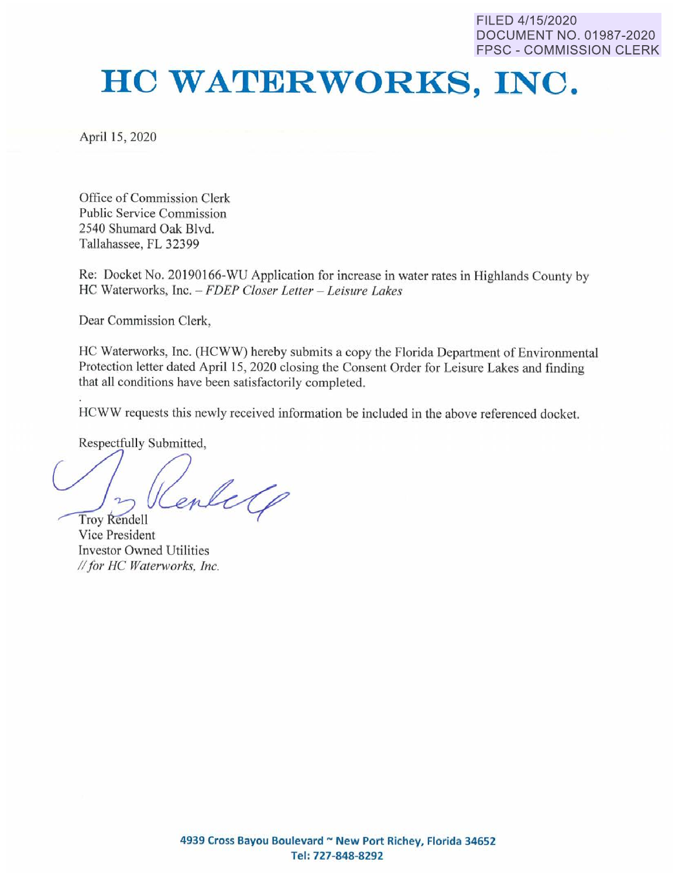FILED 4/15/2020
DOCUMENT NO. 01987-2020
FPSC - COMMISSION CLERK

# HC WATERWORKS, INC.

April 15, 2020

Office of Commission Clerk
Public Service Commission
2540 Shumard Oak Blvd.
Tallahassee, FL 32399

Re: Docket No. 20190166-WU Application for increase in water rates in Highlands County by HC Waterworks, Inc. – *FDEP Closer Letter – Leisure Lakes*

Dear Commission Clerk,

HC Waterworks, Inc. (HCWW) hereby submits a copy the Florida Department of Environmental Protection letter dated April 15, 2020 closing the Consent Order for Leisure Lakes and finding that all conditions have been satisfactorily completed.

HCWW requests this newly received information be included in the above referenced docket.

Respectfully Submitted,

Troy Rendell
Vice President
Investor Owned Utilities
*// for HC Waterworks, Inc.*

**4939 Cross Bayou Boulevard ~ New Port Richey, Florida 34652**
**Tel: 727-848-8292**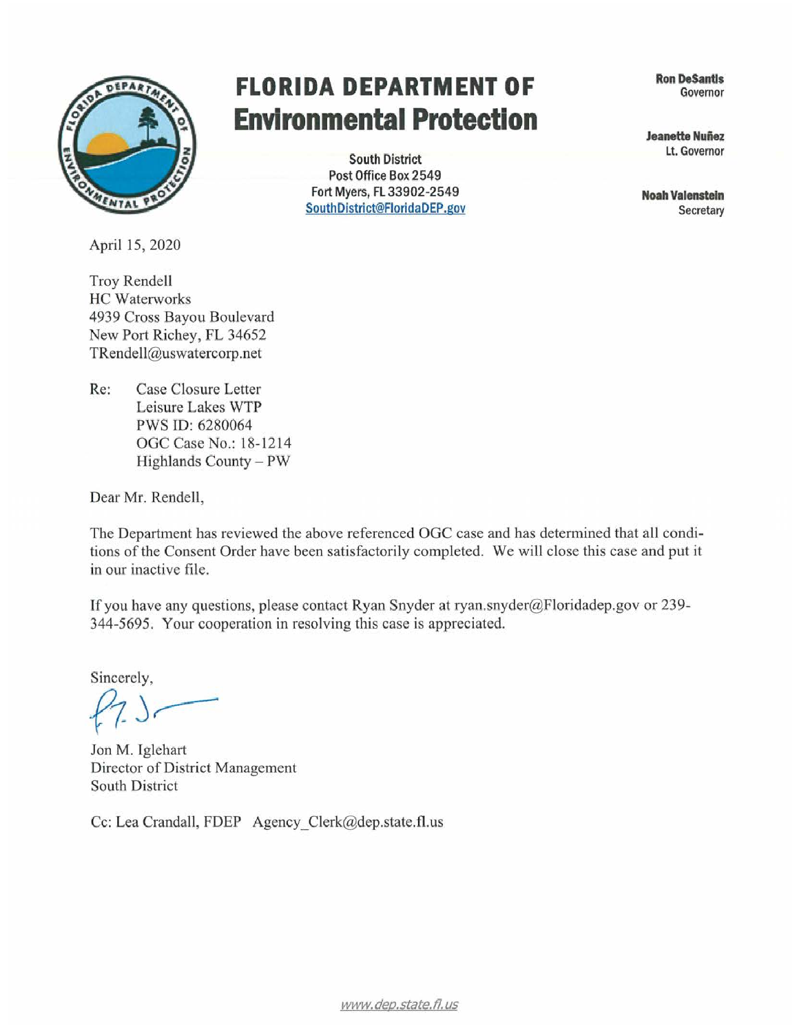# FLORIDA DEPARTMENT OF
# Environmental Protection

South District
Post Office Box 2549
Fort Myers, FL 33902-2549
SouthDistrict@FloridaDEP.gov

**Ron DeSantis**
Governor

**Jeanette Nuñez**
Lt. Governor

**Noah Valenstein**
Secretary

April 15, 2020

Troy Rendell
HC Waterworks
4939 Cross Bayou Boulevard
New Port Richey, FL 34652
TRendell@uswatercorp.net

Re: Case Closure Letter
Leisure Lakes WTP
PWS ID: 6280064
OGC Case No.: 18-1214
Highlands County – PW

Dear Mr. Rendell,

The Department has reviewed the above referenced OGC case and has determined that all conditions of the Consent Order have been satisfactorily completed. We will close this case and put it in our inactive file.

If you have any questions, please contact Ryan Snyder at ryan.snyder@Floridadep.gov or 239-344-5695. Your cooperation in resolving this case is appreciated.

Sincerely,

Jon M. Iglehart
Director of District Management
South District

Cc: Lea Crandall, FDEP Agency_Clerk@dep.state.fl.us

www.dep.state.fl.us